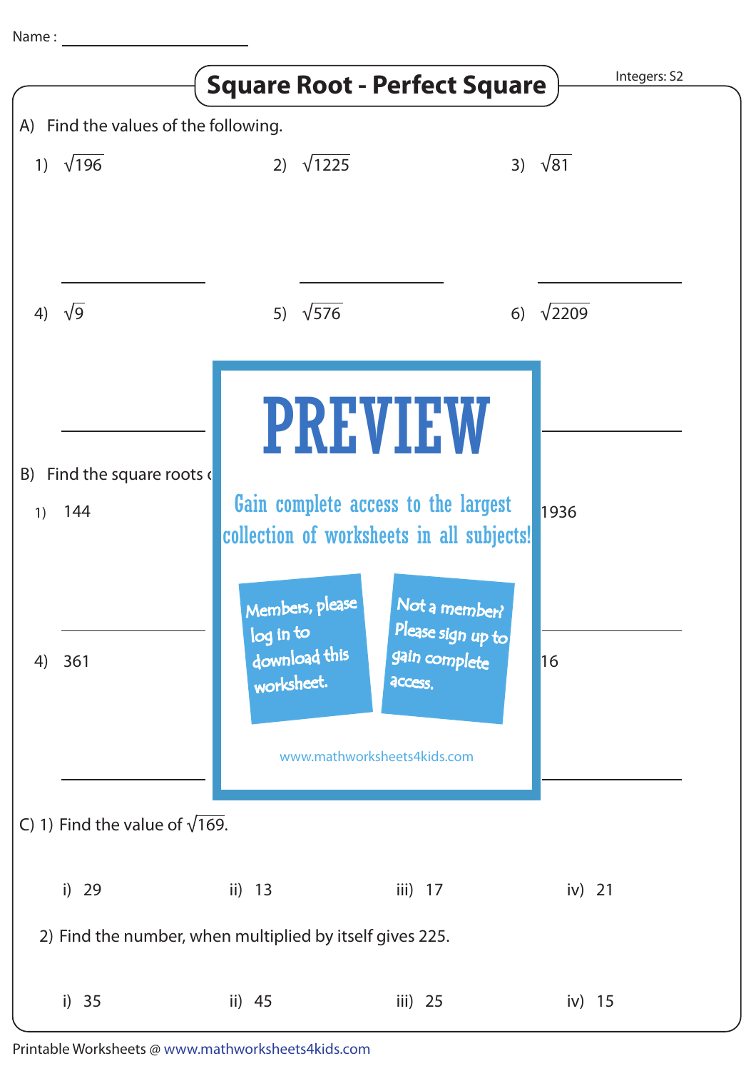Name : \_\_\_\_\_\_\_\_\_\_\_\_\_\_\_\_\_\_

# Square Root - Perfect Square

Integers: S2

A) Find the values of the following.

1) $\sqrt{196}$

2) $\sqrt{1225}$

3) $\sqrt{81}$

4) $\sqrt{9}$

5) $\sqrt{576}$

6) $\sqrt{2209}$

PREVIEW

Gain complete access to the largest collection of worksheets in all subjects!

Members, please log in to download this worksheet.

Not a member? Please sign up to gain complete access.

www.mathworksheets4kids.com

B) Find the square roots o

1) 144

1936

4) 361

16

C) 1) Find the value of $\sqrt{169}$.

i) 29 ii) 13 iii) 17 iv) 21

2) Find the number, when multiplied by itself gives 225.

i) 35 ii) 45 iii) 25 iv) 15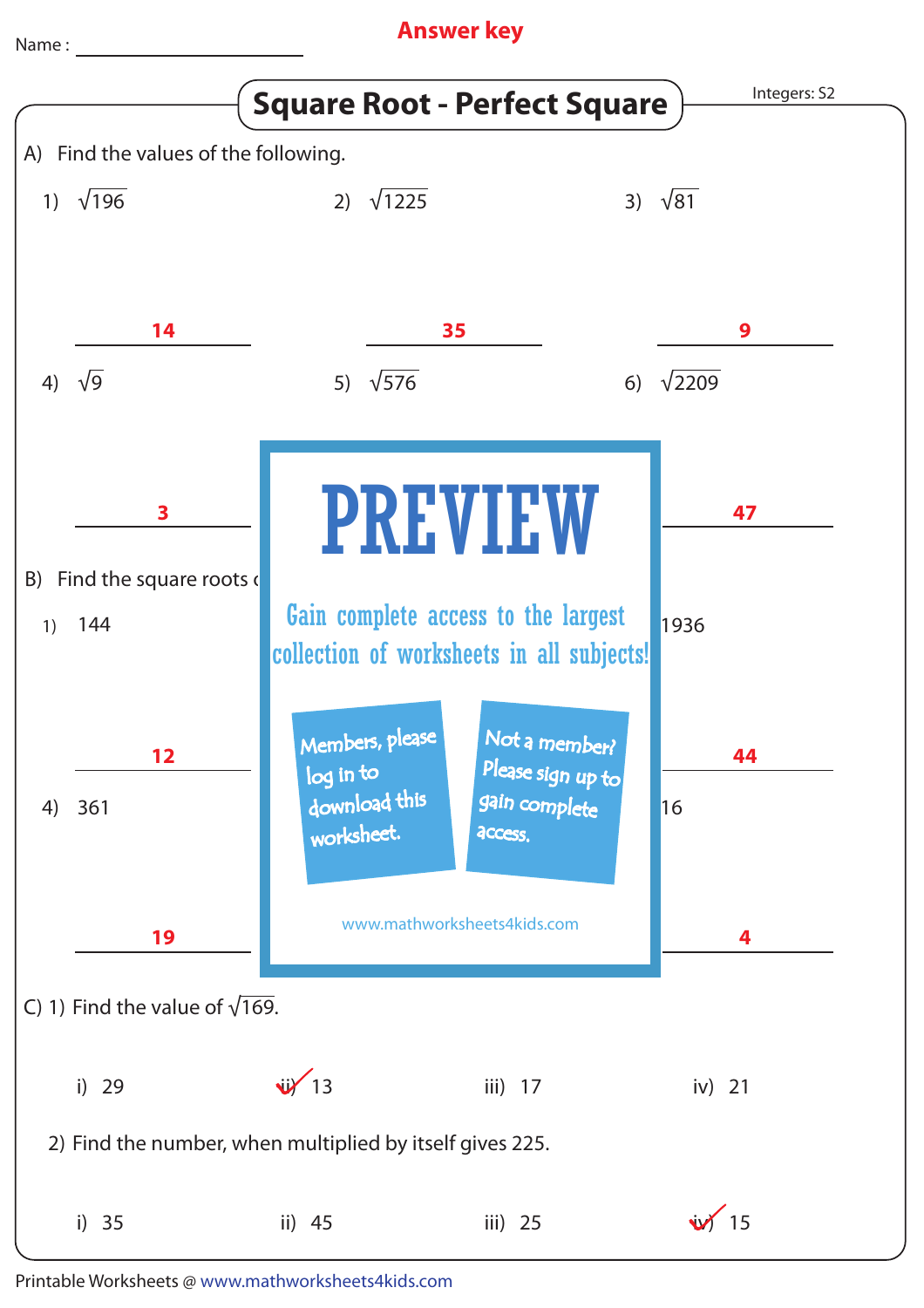Name : ______________________

**Answer key**

# Square Root - Perfect Square

Integers: S2

A) Find the values of the following.

1) $\sqrt{196}$ **14**

2) $\sqrt{1225}$ **35**

3) $\sqrt{81}$ **9**

4) $\sqrt{9}$ **3**

5) $\sqrt{576}$

6) $\sqrt{2209}$ **47**

PREVIEW

Gain complete access to the largest collection of worksheets in all subjects!

Members, please log in to download this worksheet.

Not a member? Please sign up to gain complete access.

www.mathworksheets4kids.com

B) Find the square roots o

1) 144 **12**

1936 **44**

4) 361 **19**

16 **4**

C) 1) Find the value of $\sqrt{169}$.

i) 29 ii) 13 ✓ iii) 17 iv) 21

2) Find the number, when multiplied by itself gives 225.

i) 35 ii) 45 iii) 25 iv) 15 ✓